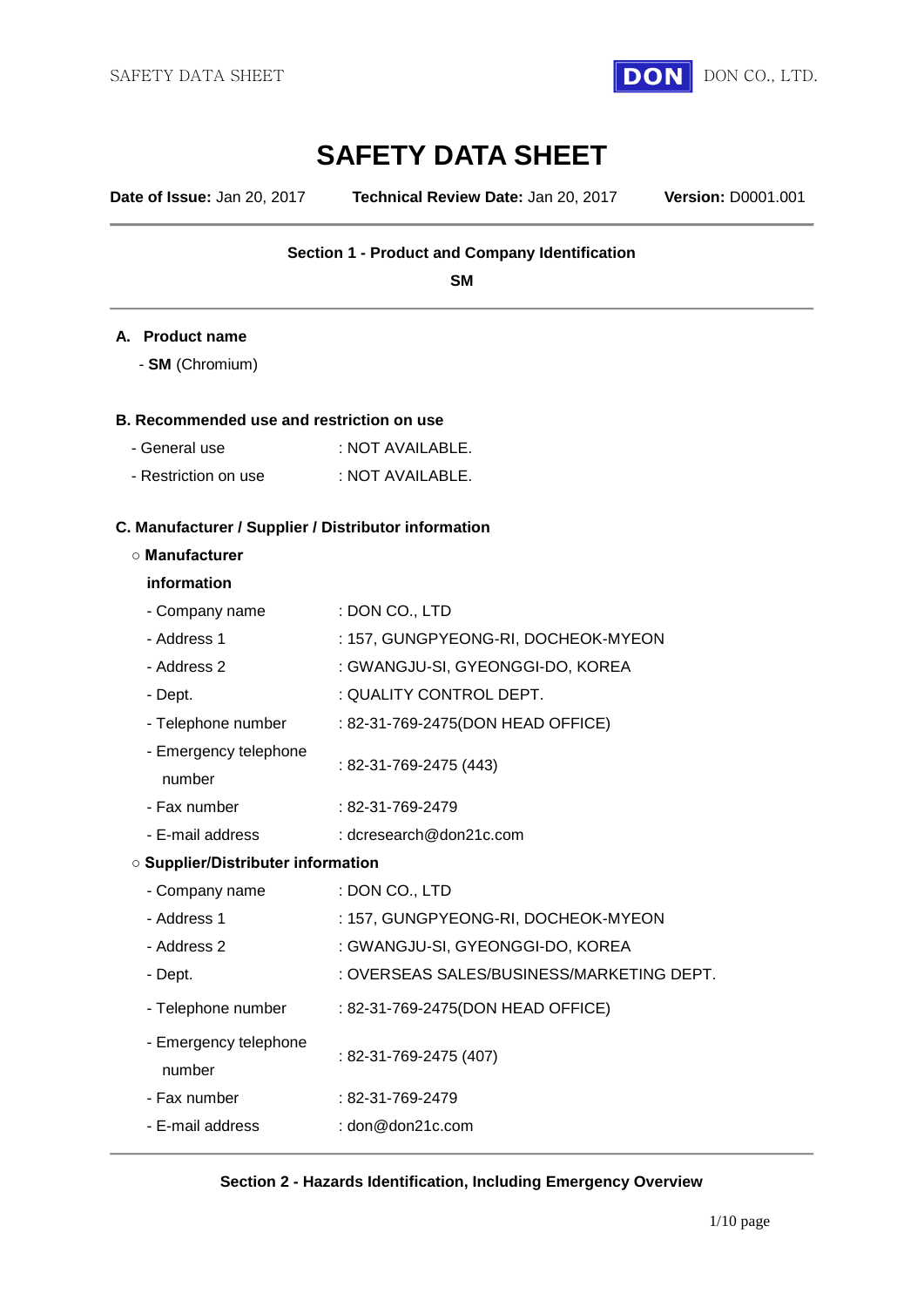# SAFETY DATA SHEET

**Date of Issue:** Jan 20, 2017 **Technical Review Date:** Jan 20, 2017 **Version:** D0001.001

---

## Section 1 - Product and Company Identification

**SM**

---

### A. Product name

- **SM** (Chromium)

### B. Recommended use and restriction on use

- General use : NOT AVAILABLE.
- Restriction on use : NOT AVAILABLE.

### C. Manufacturer / Supplier / Distributor information

○ **Manufacturer information**

- Company name : DON CO., LTD
- Address 1 : 157, GUNGPYEONG-RI, DOCHEOK-MYEON
- Address 2 : GWANGJU-SI, GYEONGGI-DO, KOREA
- Dept. : QUALITY CONTROL DEPT.
- Telephone number : 82-31-769-2475(DON HEAD OFFICE)
- Emergency telephone number : 82-31-769-2475 (443)
- Fax number : 82-31-769-2479
- E-mail address : dcresearch@don21c.com

○ **Supplier/Distributer information**

- Company name : DON CO., LTD
- Address 1 : 157, GUNGPYEONG-RI, DOCHEOK-MYEON
- Address 2 : GWANGJU-SI, GYEONGGI-DO, KOREA
- Dept. : OVERSEAS SALES/BUSINESS/MARKETING DEPT.
- Telephone number : 82-31-769-2475(DON HEAD OFFICE)
- Emergency telephone number : 82-31-769-2475 (407)
- Fax number : 82-31-769-2479
- E-mail address : don@don21c.com

---

## Section 2 - Hazards Identification, Including Emergency Overview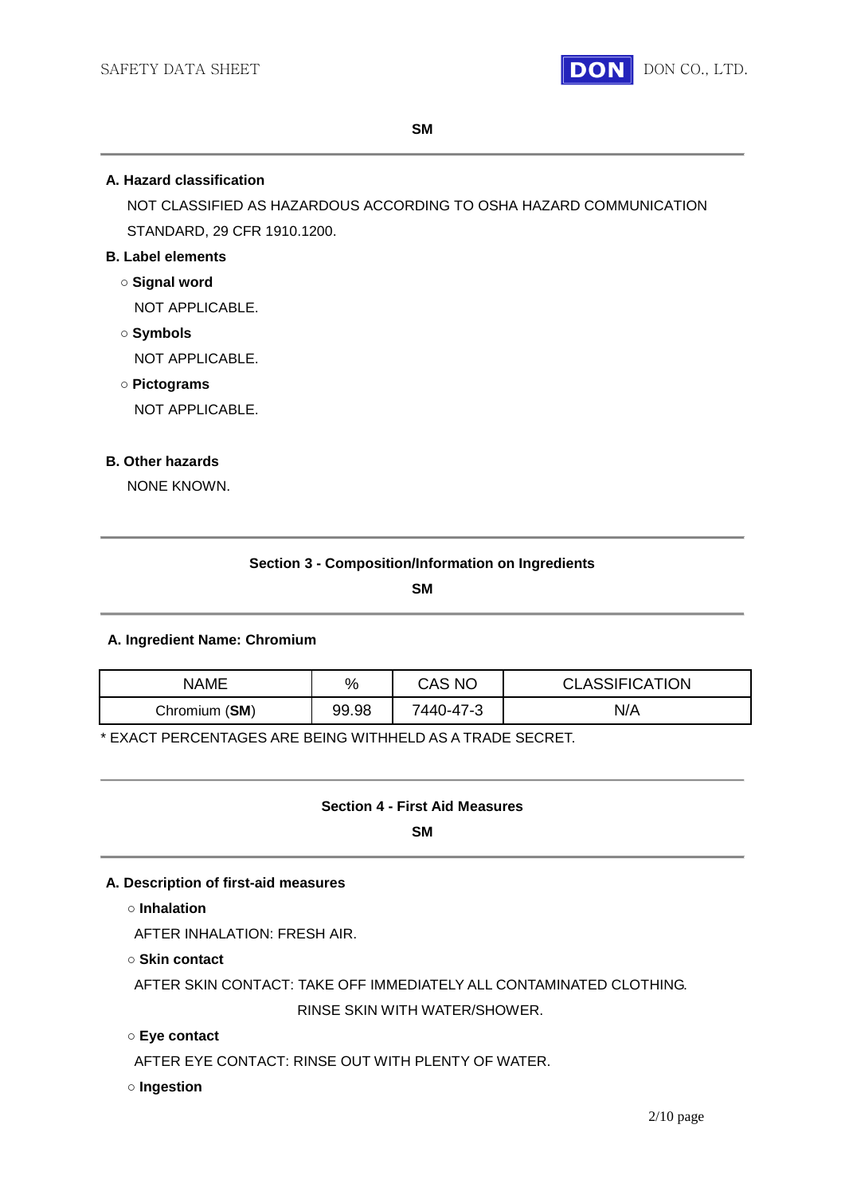**SM**

---

**A. Hazard classification**

NOT CLASSIFIED AS HAZARDOUS ACCORDING TO OSHA HAZARD COMMUNICATION STANDARD, 29 CFR 1910.1200.

**B. Label elements**

○ **Signal word**

NOT APPLICABLE.

○ **Symbols**

NOT APPLICABLE.

○ **Pictograms**

NOT APPLICABLE.

**B. Other hazards**

NONE KNOWN.

---

## Section 3 - Composition/Information on Ingredients

**SM**

---

**A. Ingredient Name: Chromium**

| NAME | % | CAS NO | CLASSIFICATION |
|---|---|---|---|
| Chromium (**SM**) | 99.98 | 7440-47-3 | N/A |

* EXACT PERCENTAGES ARE BEING WITHHELD AS A TRADE SECRET.

---

## Section 4 - First Aid Measures

**SM**

---

**A. Description of first-aid measures**

○ **Inhalation**

AFTER INHALATION: FRESH AIR.

○ **Skin contact**

AFTER SKIN CONTACT: TAKE OFF IMMEDIATELY ALL CONTAMINATED CLOTHING. RINSE SKIN WITH WATER/SHOWER.

○ **Eye contact**

AFTER EYE CONTACT: RINSE OUT WITH PLENTY OF WATER.

○ **Ingestion**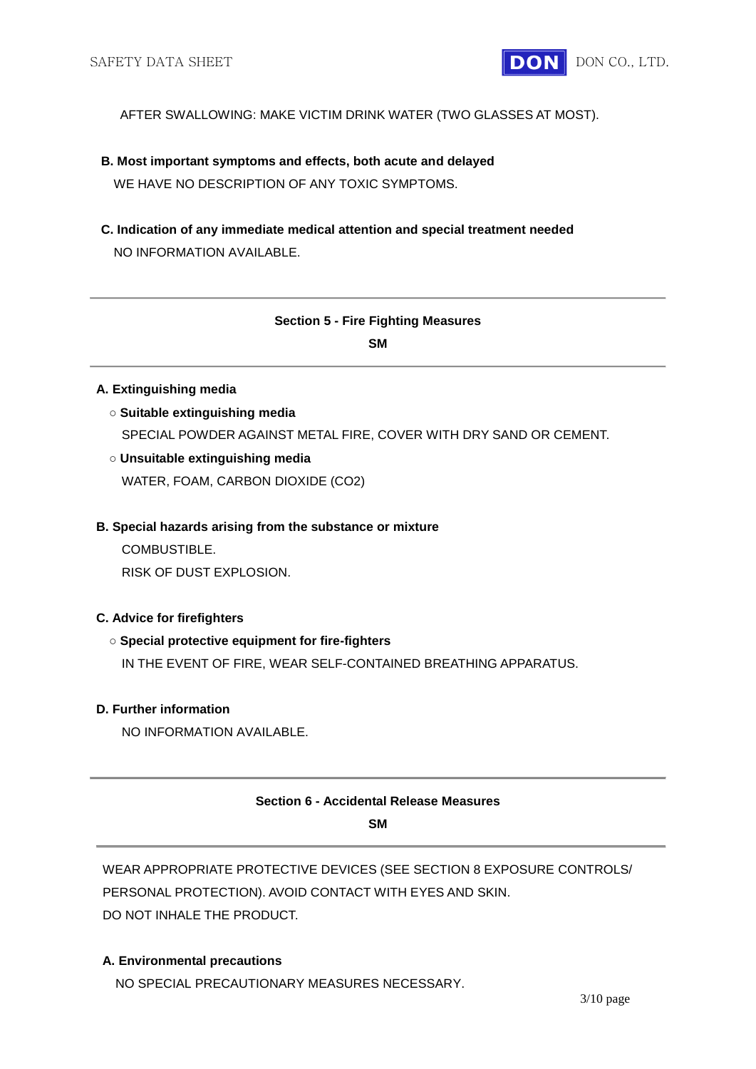AFTER SWALLOWING: MAKE VICTIM DRINK WATER (TWO GLASSES AT MOST).

**B. Most important symptoms and effects, both acute and delayed**

WE HAVE NO DESCRIPTION OF ANY TOXIC SYMPTOMS.

**C. Indication of any immediate medical attention and special treatment needed**

NO INFORMATION AVAILABLE.

---

## Section 5 - Fire Fighting Measures

**SM**

---

**A. Extinguishing media**

○ **Suitable extinguishing media**

SPECIAL POWDER AGAINST METAL FIRE, COVER WITH DRY SAND OR CEMENT.

○ **Unsuitable extinguishing media**

WATER, FOAM, CARBON DIOXIDE ($CO_2$)

**B. Special hazards arising from the substance or mixture**

COMBUSTIBLE.

RISK OF DUST EXPLOSION.

**C. Advice for firefighters**

○ **Special protective equipment for fire-fighters**

IN THE EVENT OF FIRE, WEAR SELF-CONTAINED BREATHING APPARATUS.

**D. Further information**

NO INFORMATION AVAILABLE.

---

## Section 6 - Accidental Release Measures

**SM**

---

WEAR APPROPRIATE PROTECTIVE DEVICES (SEE SECTION 8 EXPOSURE CONTROLS/ PERSONAL PROTECTION). AVOID CONTACT WITH EYES AND SKIN.

DO NOT INHALE THE PRODUCT.

**A. Environmental precautions**

NO SPECIAL PRECAUTIONARY MEASURES NECESSARY.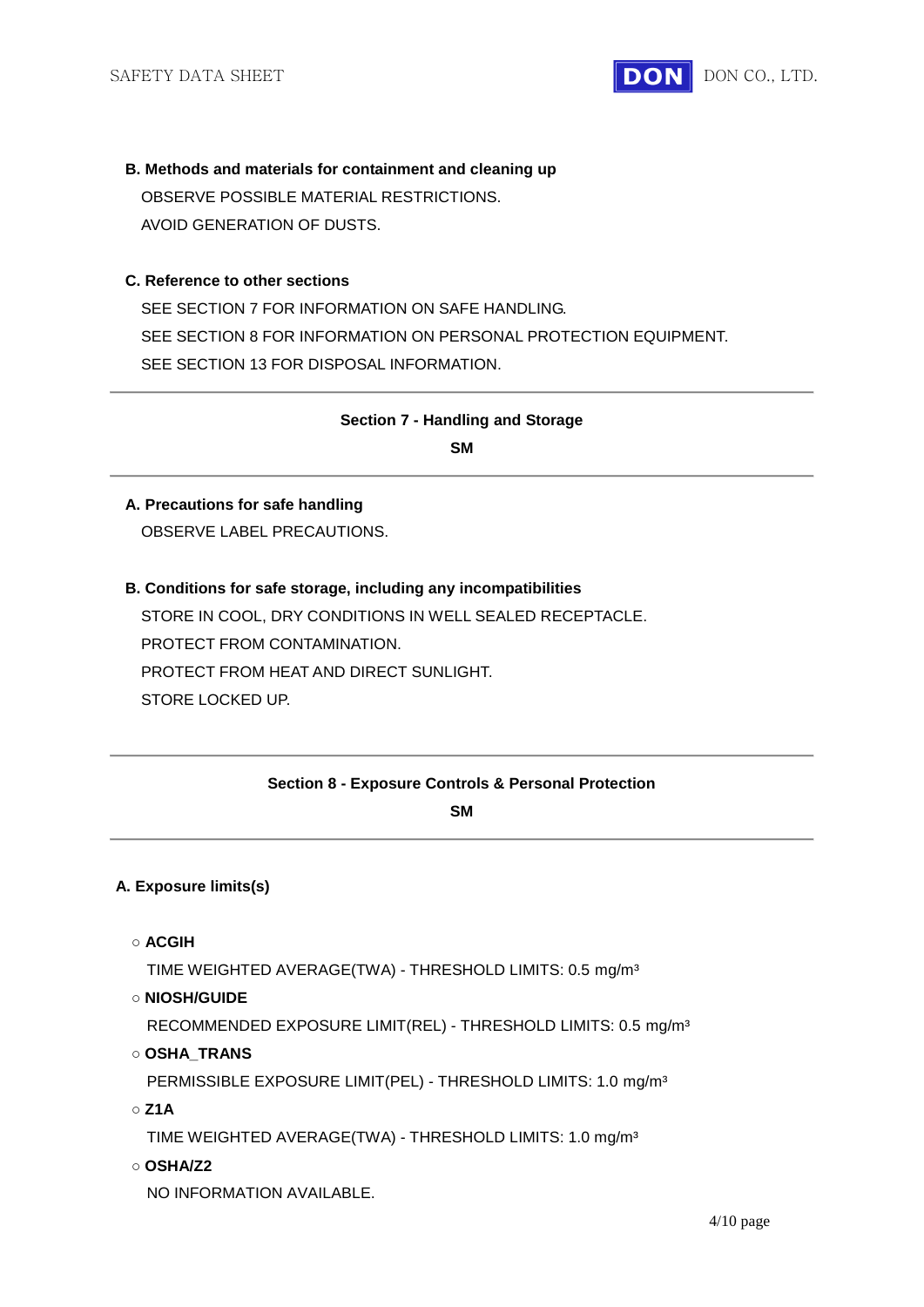**B. Methods and materials for containment and cleaning up**

OBSERVE POSSIBLE MATERIAL RESTRICTIONS.

AVOID GENERATION OF DUSTS.

**C. Reference to other sections**

SEE SECTION 7 FOR INFORMATION ON SAFE HANDLING.

SEE SECTION 8 FOR INFORMATION ON PERSONAL PROTECTION EQUIPMENT.

SEE SECTION 13 FOR DISPOSAL INFORMATION.

---

## Section 7 - Handling and Storage

**SM**

---

**A. Precautions for safe handling**

OBSERVE LABEL PRECAUTIONS.

**B. Conditions for safe storage, including any incompatibilities**

STORE IN COOL, DRY CONDITIONS IN WELL SEALED RECEPTACLE.

PROTECT FROM CONTAMINATION.

PROTECT FROM HEAT AND DIRECT SUNLIGHT.

STORE LOCKED UP.

---

## Section 8 - Exposure Controls & Personal Protection

**SM**

---

**A. Exposure limits(s)**

○ **ACGIH**

TIME WEIGHTED AVERAGE(TWA) - THRESHOLD LIMITS: 0.5 mg/m³

○ **NIOSH/GUIDE**

RECOMMENDED EXPOSURE LIMIT(REL) - THRESHOLD LIMITS: 0.5 mg/m³

○ **OSHA_TRANS**

PERMISSIBLE EXPOSURE LIMIT(PEL) - THRESHOLD LIMITS: 1.0 mg/m³

○ **Z1A**

TIME WEIGHTED AVERAGE(TWA) - THRESHOLD LIMITS: 1.0 mg/m³

○ **OSHA/Z2**

NO INFORMATION AVAILABLE.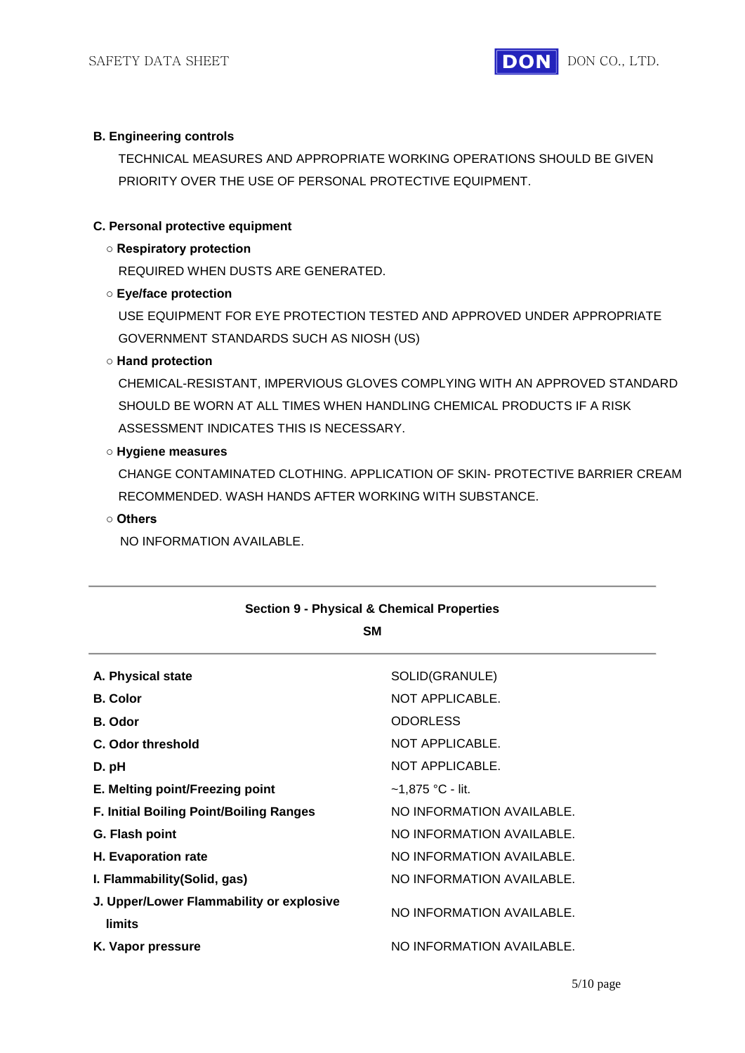**B. Engineering controls**

TECHNICAL MEASURES AND APPROPRIATE WORKING OPERATIONS SHOULD BE GIVEN PRIORITY OVER THE USE OF PERSONAL PROTECTIVE EQUIPMENT.

**C. Personal protective equipment**

○ **Respiratory protection**

REQUIRED WHEN DUSTS ARE GENERATED.

○ **Eye/face protection**

USE EQUIPMENT FOR EYE PROTECTION TESTED AND APPROVED UNDER APPROPRIATE GOVERNMENT STANDARDS SUCH AS NIOSH (US)

○ **Hand protection**

CHEMICAL-RESISTANT, IMPERVIOUS GLOVES COMPLYING WITH AN APPROVED STANDARD SHOULD BE WORN AT ALL TIMES WHEN HANDLING CHEMICAL PRODUCTS IF A RISK ASSESSMENT INDICATES THIS IS NECESSARY.

○ **Hygiene measures**

CHANGE CONTAMINATED CLOTHING. APPLICATION OF SKIN- PROTECTIVE BARRIER CREAM RECOMMENDED. WASH HANDS AFTER WORKING WITH SUBSTANCE.

○ **Others**

NO INFORMATION AVAILABLE.

---

## Section 9 - Physical & Chemical Properties

**SM**

---

| | |
|---|---|
| **A. Physical state** | SOLID(GRANULE) |
| **B. Color** | NOT APPLICABLE. |
| **B. Odor** | ODORLESS |
| **C. Odor threshold** | NOT APPLICABLE. |
| **D. pH** | NOT APPLICABLE. |
| **E. Melting point/Freezing point** | ~1,875 °C - lit. |
| **F. Initial Boiling Point/Boiling Ranges** | NO INFORMATION AVAILABLE. |
| **G. Flash point** | NO INFORMATION AVAILABLE. |
| **H. Evaporation rate** | NO INFORMATION AVAILABLE. |
| **I. Flammability(Solid, gas)** | NO INFORMATION AVAILABLE. |
| **J. Upper/Lower Flammability or explosive limits** | NO INFORMATION AVAILABLE. |
| **K. Vapor pressure** | NO INFORMATION AVAILABLE. |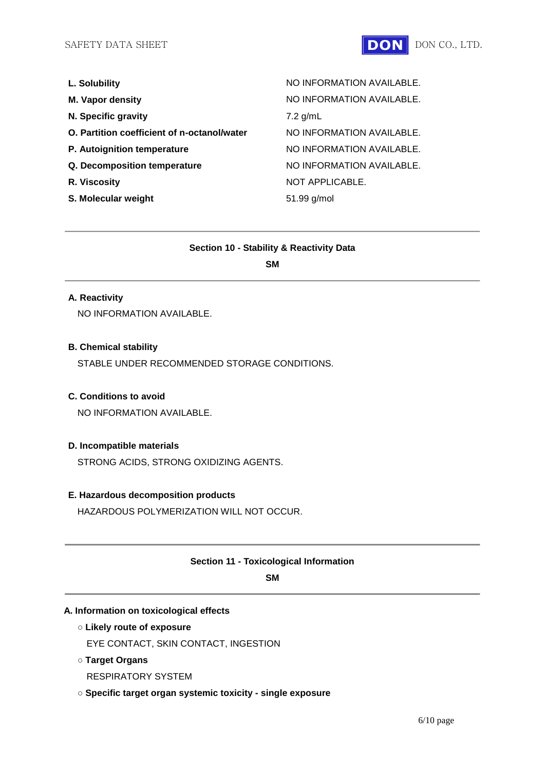| | |
|---|---|
| **L. Solubility** | NO INFORMATION AVAILABLE. |
| **M. Vapor density** | NO INFORMATION AVAILABLE. |
| **N. Specific gravity** | 7.2 g/mL |
| **O. Partition coefficient of n-octanol/water** | NO INFORMATION AVAILABLE. |
| **P. Autoignition temperature** | NO INFORMATION AVAILABLE. |
| **Q. Decomposition temperature** | NO INFORMATION AVAILABLE. |
| **R. Viscosity** | NOT APPLICABLE. |
| **S. Molecular weight** | 51.99 g/mol |

---

## Section 10 - Stability & Reactivity Data

**SM**

---

**A. Reactivity**

NO INFORMATION AVAILABLE.

**B. Chemical stability**

STABLE UNDER RECOMMENDED STORAGE CONDITIONS.

**C. Conditions to avoid**

NO INFORMATION AVAILABLE.

**D. Incompatible materials**

STRONG ACIDS, STRONG OXIDIZING AGENTS.

**E. Hazardous decomposition products**

HAZARDOUS POLYMERIZATION WILL NOT OCCUR.

---

## Section 11 - Toxicological Information

**SM**

---

**A. Information on toxicological effects**

○ **Likely route of exposure**

EYE CONTACT, SKIN CONTACT, INGESTION

○ **Target Organs**

RESPIRATORY SYSTEM

○ **Specific target organ systemic toxicity - single exposure**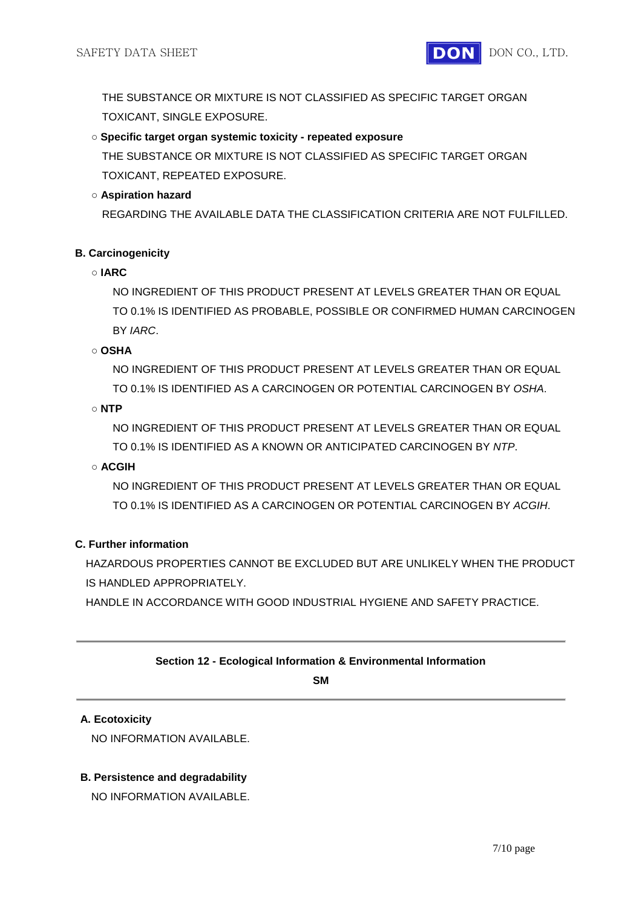THE SUBSTANCE OR MIXTURE IS NOT CLASSIFIED AS SPECIFIC TARGET ORGAN TOXICANT, SINGLE EXPOSURE.

○ **Specific target organ systemic toxicity - repeated exposure**

THE SUBSTANCE OR MIXTURE IS NOT CLASSIFIED AS SPECIFIC TARGET ORGAN TOXICANT, REPEATED EXPOSURE.

○ **Aspiration hazard**

REGARDING THE AVAILABLE DATA THE CLASSIFICATION CRITERIA ARE NOT FULFILLED.

**B. Carcinogenicity**

○ **IARC**

NO INGREDIENT OF THIS PRODUCT PRESENT AT LEVELS GREATER THAN OR EQUAL TO 0.1% IS IDENTIFIED AS PROBABLE, POSSIBLE OR CONFIRMED HUMAN CARCINOGEN BY *IARC*.

○ **OSHA**

NO INGREDIENT OF THIS PRODUCT PRESENT AT LEVELS GREATER THAN OR EQUAL TO 0.1% IS IDENTIFIED AS A CARCINOGEN OR POTENTIAL CARCINOGEN BY *OSHA*.

○ **NTP**

NO INGREDIENT OF THIS PRODUCT PRESENT AT LEVELS GREATER THAN OR EQUAL TO 0.1% IS IDENTIFIED AS A KNOWN OR ANTICIPATED CARCINOGEN BY *NTP*.

○ **ACGIH**

NO INGREDIENT OF THIS PRODUCT PRESENT AT LEVELS GREATER THAN OR EQUAL TO 0.1% IS IDENTIFIED AS A CARCINOGEN OR POTENTIAL CARCINOGEN BY *ACGIH*.

**C. Further information**

HAZARDOUS PROPERTIES CANNOT BE EXCLUDED BUT ARE UNLIKELY WHEN THE PRODUCT IS HANDLED APPROPRIATELY.

HANDLE IN ACCORDANCE WITH GOOD INDUSTRIAL HYGIENE AND SAFETY PRACTICE.

---

## Section 12 - Ecological Information & Environmental Information

**SM**

---

**A. Ecotoxicity**

NO INFORMATION AVAILABLE.

**B. Persistence and degradability**

NO INFORMATION AVAILABLE.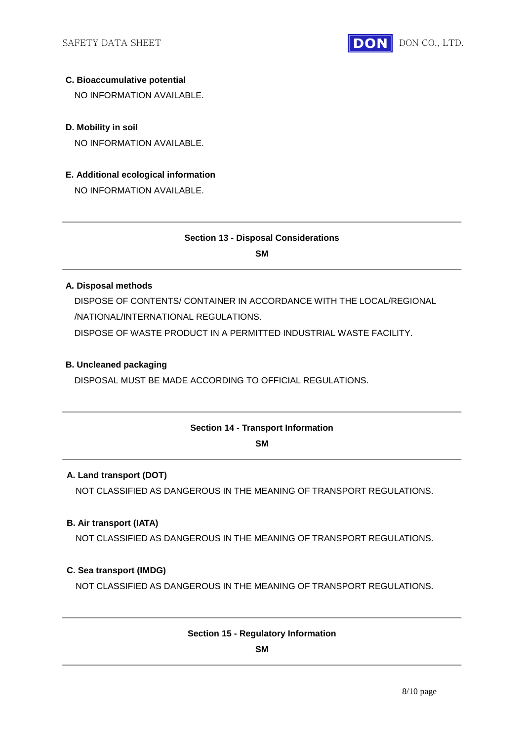**C. Bioaccumulative potential**

NO INFORMATION AVAILABLE.

**D. Mobility in soil**

NO INFORMATION AVAILABLE.

**E. Additional ecological information**

NO INFORMATION AVAILABLE.

---

## Section 13 - Disposal Considerations

**SM**

---

**A. Disposal methods**

DISPOSE OF CONTENTS/ CONTAINER IN ACCORDANCE WITH THE LOCAL/REGIONAL /NATIONAL/INTERNATIONAL REGULATIONS.

DISPOSE OF WASTE PRODUCT IN A PERMITTED INDUSTRIAL WASTE FACILITY.

**B. Uncleaned packaging**

DISPOSAL MUST BE MADE ACCORDING TO OFFICIAL REGULATIONS.

---

## Section 14 - Transport Information

**SM**

---

**A. Land transport (DOT)**

NOT CLASSIFIED AS DANGEROUS IN THE MEANING OF TRANSPORT REGULATIONS.

**B. Air transport (IATA)**

NOT CLASSIFIED AS DANGEROUS IN THE MEANING OF TRANSPORT REGULATIONS.

**C. Sea transport (IMDG)**

NOT CLASSIFIED AS DANGEROUS IN THE MEANING OF TRANSPORT REGULATIONS.

---

## Section 15 - Regulatory Information

**SM**

---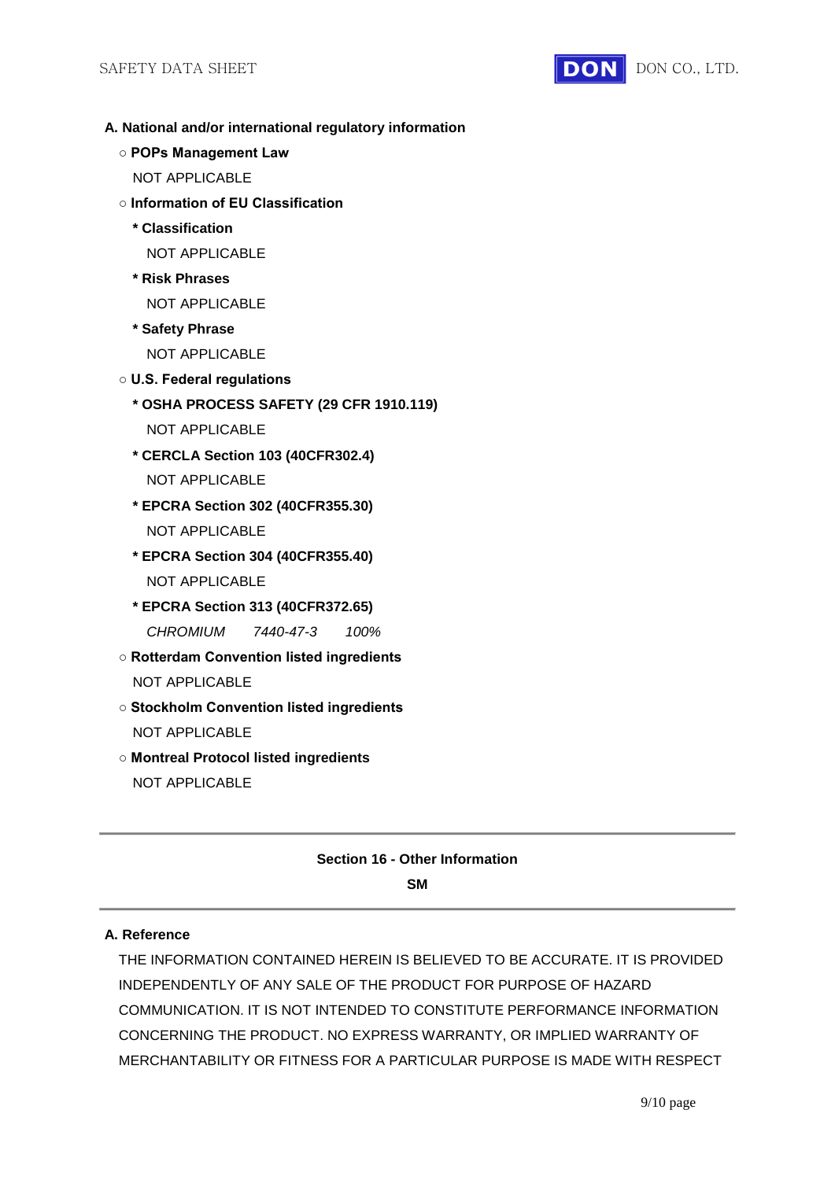**A. National and/or international regulatory information**

○ **POPs Management Law**

NOT APPLICABLE

○ **Information of EU Classification**

* **Classification**

NOT APPLICABLE

* **Risk Phrases**

NOT APPLICABLE

* **Safety Phrase**

NOT APPLICABLE

○ **U.S. Federal regulations**

* **OSHA PROCESS SAFETY (29 CFR 1910.119)**

NOT APPLICABLE

* **CERCLA Section 103 (40CFR302.4)**

NOT APPLICABLE

* **EPCRA Section 302 (40CFR355.30)**

NOT APPLICABLE

* **EPCRA Section 304 (40CFR355.40)**

NOT APPLICABLE

* **EPCRA Section 313 (40CFR372.65)**

*CHROMIUM 7440-47-3 100%*

○ **Rotterdam Convention listed ingredients**

NOT APPLICABLE

○ **Stockholm Convention listed ingredients**

NOT APPLICABLE

○ **Montreal Protocol listed ingredients**

NOT APPLICABLE

---

## Section 16 - Other Information

**SM**

---

**A. Reference**

THE INFORMATION CONTAINED HEREIN IS BELIEVED TO BE ACCURATE. IT IS PROVIDED INDEPENDENTLY OF ANY SALE OF THE PRODUCT FOR PURPOSE OF HAZARD COMMUNICATION. IT IS NOT INTENDED TO CONSTITUTE PERFORMANCE INFORMATION CONCERNING THE PRODUCT. NO EXPRESS WARRANTY, OR IMPLIED WARRANTY OF MERCHANTABILITY OR FITNESS FOR A PARTICULAR PURPOSE IS MADE WITH RESPECT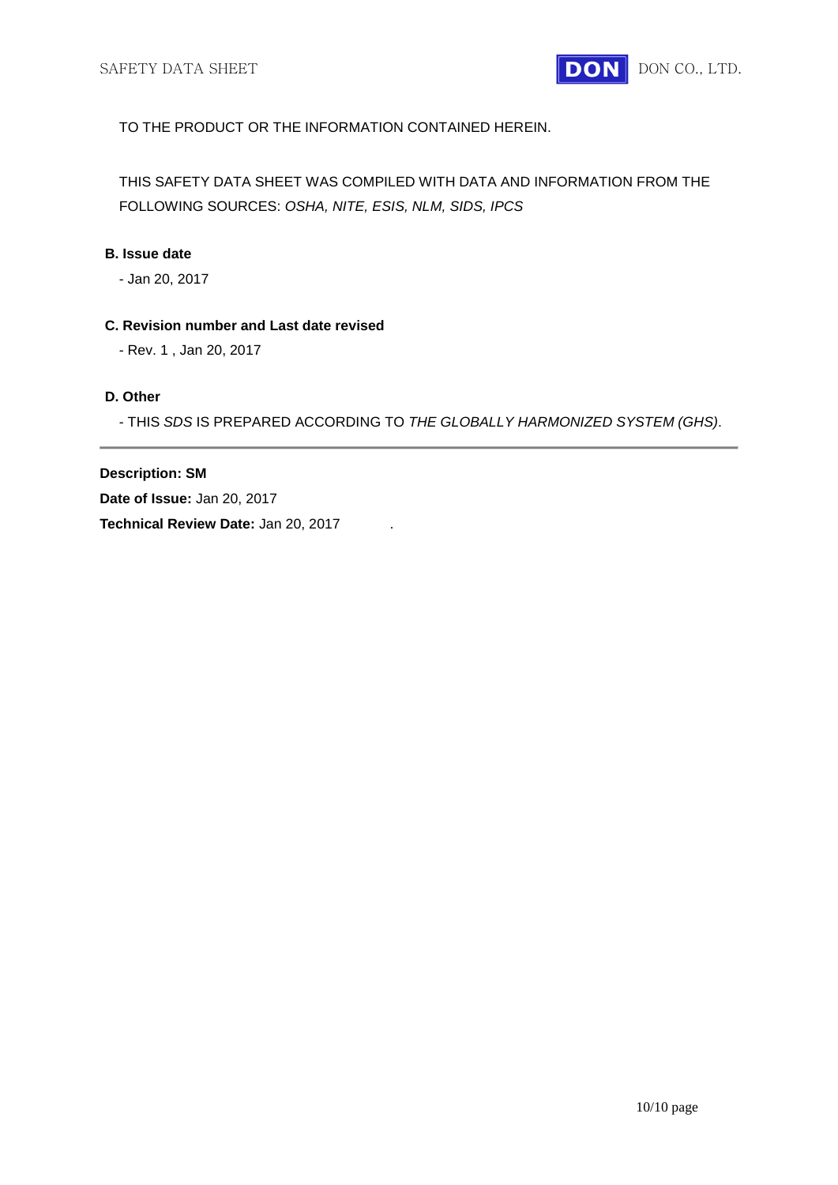TO THE PRODUCT OR THE INFORMATION CONTAINED HEREIN.

THIS SAFETY DATA SHEET WAS COMPILED WITH DATA AND INFORMATION FROM THE FOLLOWING SOURCES: *OSHA, NITE, ESIS, NLM, SIDS, IPCS*

**B. Issue date**

- Jan 20, 2017

**C. Revision number and Last date revised**

- Rev. 1 , Jan 20, 2017

**D. Other**

- THIS *SDS* IS PREPARED ACCORDING TO *THE GLOBALLY HARMONIZED SYSTEM (GHS)*.

---

**Description: SM**

**Date of Issue:** Jan 20, 2017

**Technical Review Date:** Jan 20, 2017 .